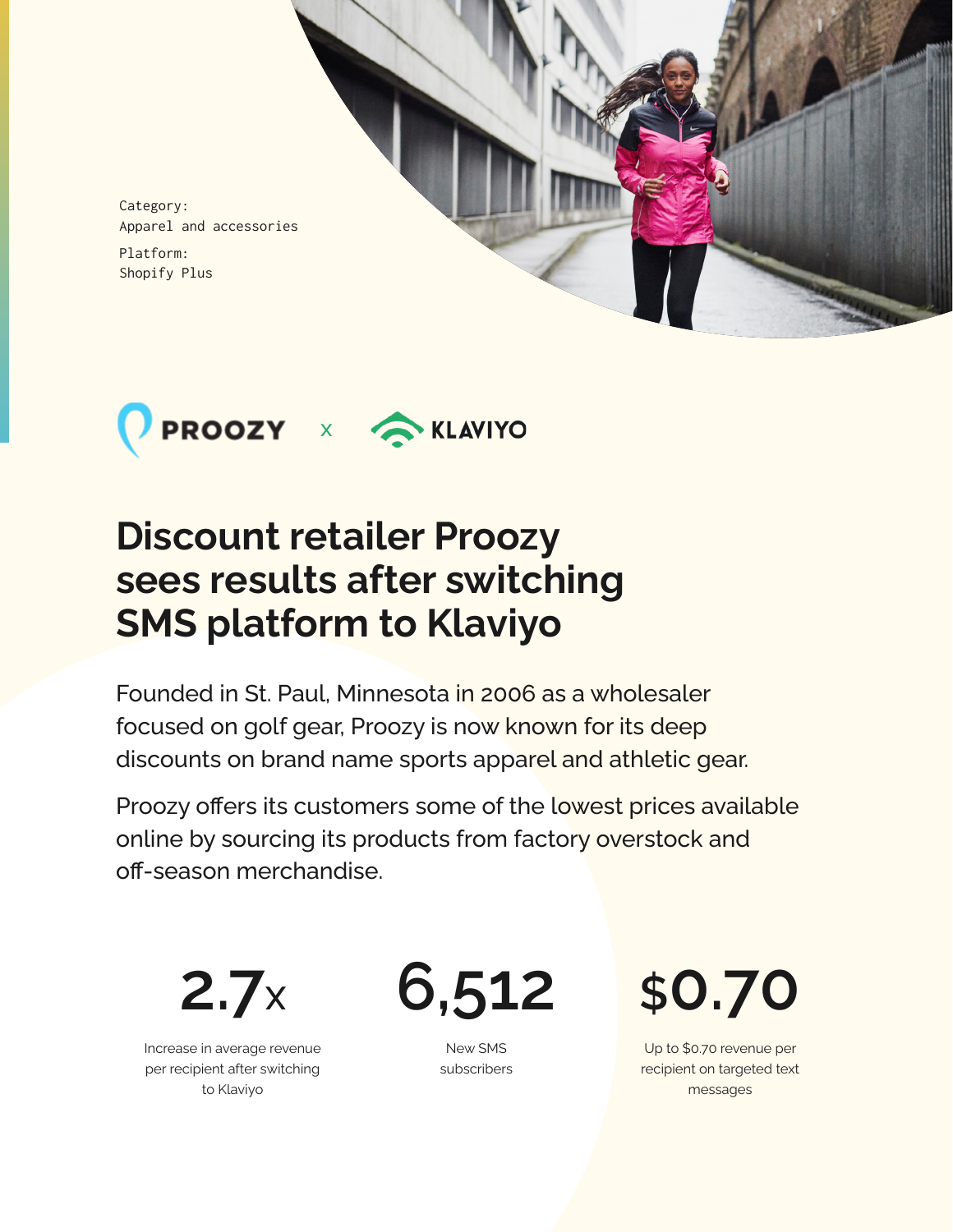Category:
Apparel and accessories

Platform:
Shopify Plus

PROOZY x KLAVIYO

# Discount retailer Proozy sees results after switching SMS platform to Klaviyo

Founded in St. Paul, Minnesota in 2006 as a wholesaler focused on golf gear, Proozy is now known for its deep discounts on brand name sports apparel and athletic gear.

Proozy offers its customers some of the lowest prices available online by sourcing its products from factory overstock and off-season merchandise.

**2.7x**

Increase in average revenue per recipient after switching to Klaviyo

**6,512**

New SMS subscribers

**$0.70**

Up to $0.70 revenue per recipient on targeted text messages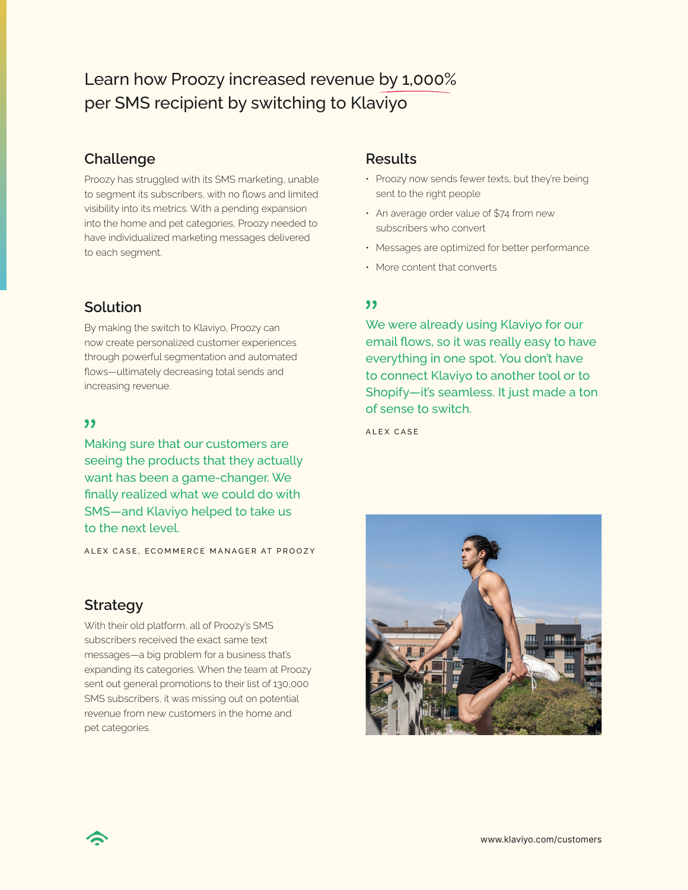# Learn how Proozy increased revenue by 1,000% per SMS recipient by switching to Klaviyo

## Challenge

Proozy has struggled with its SMS marketing, unable to segment its subscribers, with no flows and limited visibility into its metrics. With a pending expansion into the home and pet categories, Proozy needed to have individualized marketing messages delivered to each segment.

## Solution

By making the switch to Klaviyo, Proozy can now create personalized customer experiences through powerful segmentation and automated flows—ultimately decreasing total sends and increasing revenue.

> Making sure that our customers are seeing the products that they actually want has been a game-changer. We finally realized what we could do with SMS—and Klaviyo helped to take us to the next level.
>
> ALEX CASE, ECOMMERCE MANAGER AT PROOZY

## Strategy

With their old platform, all of Proozy's SMS subscribers received the exact same text messages—a big problem for a business that's expanding its categories. When the team at Proozy sent out general promotions to their list of 130,000 SMS subscribers, it was missing out on potential revenue from new customers in the home and pet categories.

## Results

- Proozy now sends fewer texts, but they're being sent to the right people
- An average order value of $74 from new subscribers who convert
- Messages are optimized for better performance
- More content that converts

> We were already using Klaviyo for our email flows, so it was really easy to have everything in one spot. You don't have to connect Klaviyo to another tool or to Shopify—it's seamless. It just made a ton of sense to switch.
>
> ALEX CASE

www.klaviyo.com/customers